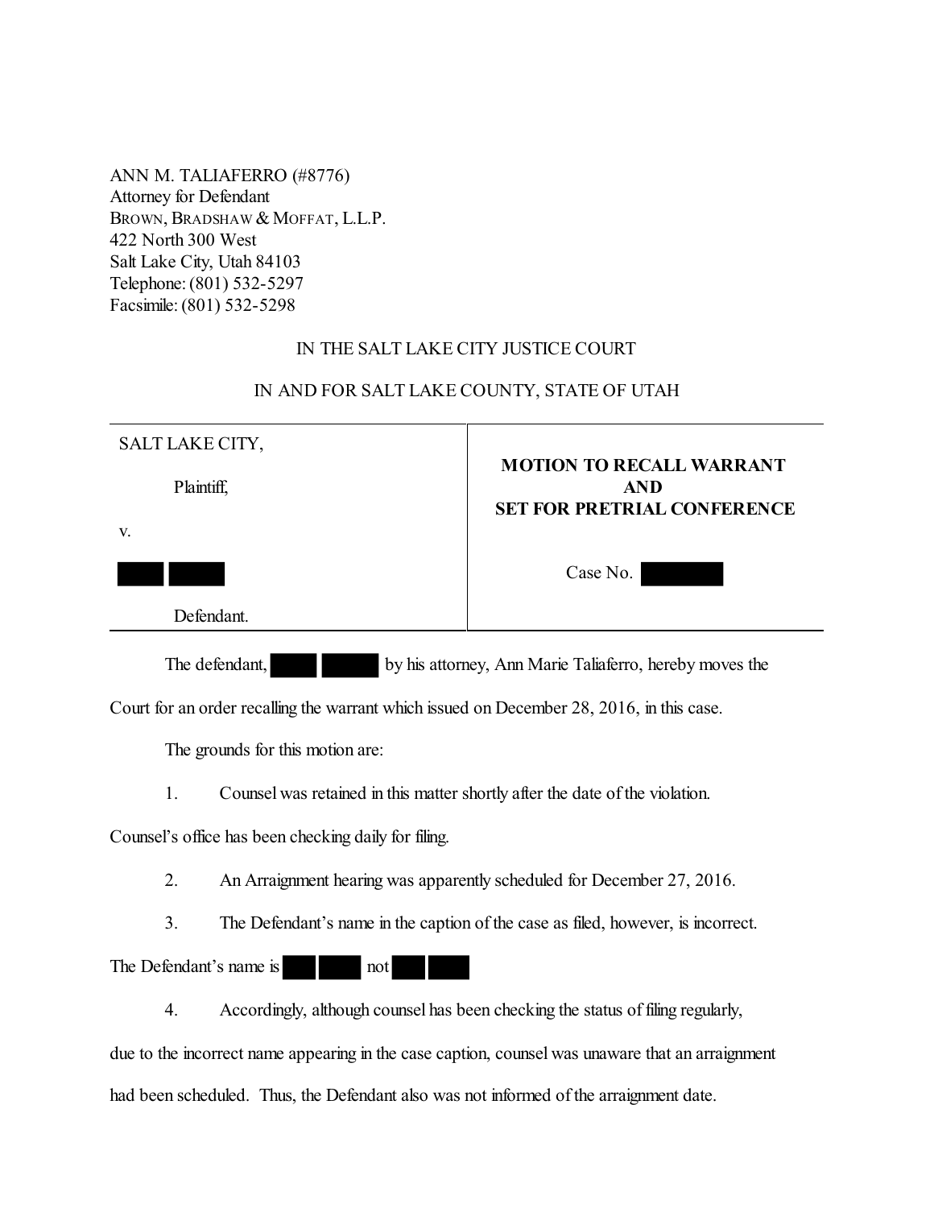ANN M. TALIAFERRO (#8776)
Attorney for Defendant
BROWN, BRADSHAW & MOFFAT, L.L.P.
422 North 300 West
Salt Lake City, Utah 84103
Telephone: (801) 532-5297
Facsimile: (801) 532-5298

IN THE SALT LAKE CITY JUSTICE COURT

IN AND FOR SALT LAKE COUNTY, STATE OF UTAH

| SALT LAKE CITY,<br><br>Plaintiff,<br><br>v.<br><br>█████ █████<br><br>Defendant. | **MOTION TO RECALL WARRANT AND SET FOR PRETRIAL CONFERENCE**<br><br>Case No. ████████ |
|---|---|

The defendant, █████ █████ by his attorney, Ann Marie Taliaferro, hereby moves the Court for an order recalling the warrant which issued on December 28, 2016, in this case.

The grounds for this motion are:

1. Counsel was retained in this matter shortly after the date of the violation. Counsel's office has been checking daily for filing.

2. An Arraignment hearing was apparently scheduled for December 27, 2016.

3. The Defendant's name in the caption of the case as filed, however, is incorrect. The Defendant's name is █████ █████ not █████ █████

4. Accordingly, although counsel has been checking the status of filing regularly, due to the incorrect name appearing in the case caption, counsel was unaware that an arraignment had been scheduled. Thus, the Defendant also was not informed of the arraignment date.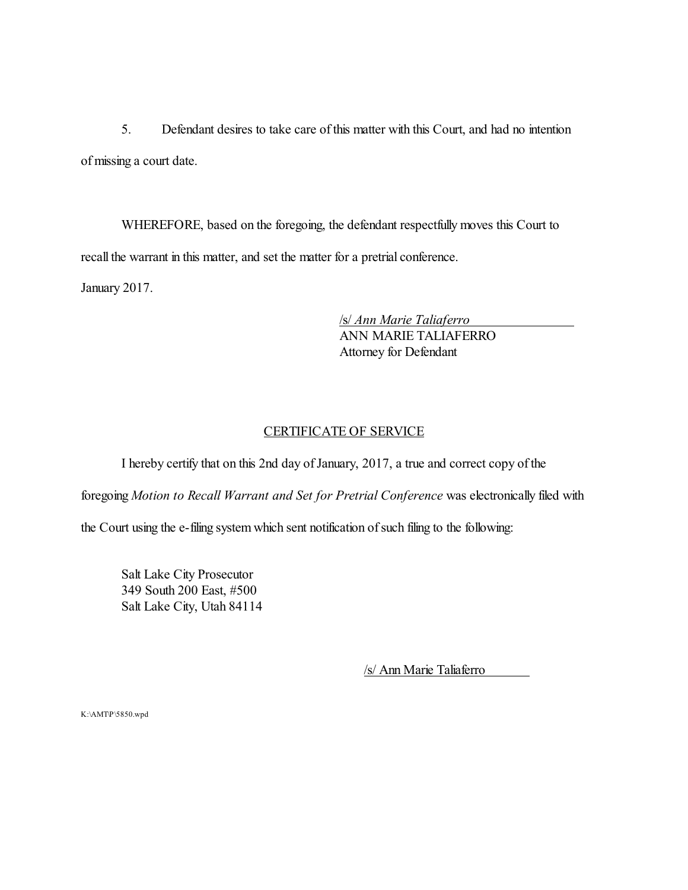5. Defendant desires to take care of this matter with this Court, and had no intention of missing a court date.

WHEREFORE, based on the foregoing, the defendant respectfully moves this Court to recall the warrant in this matter, and set the matter for a pretrial conference.

January 2017.

/s/ *Ann Marie Taliaferro*
ANN MARIE TALIAFERRO
Attorney for Defendant

CERTIFICATE OF SERVICE

I hereby certify that on this 2nd day of January, 2017, a true and correct copy of the foregoing *Motion to Recall Warrant and Set for Pretrial Conference* was electronically filed with the Court using the e-filing system which sent notification of such filing to the following:

Salt Lake City Prosecutor
349 South 200 East, #500
Salt Lake City, Utah 84114

/s/ Ann Marie Taliaferro

K:\AMT\P\5850.wpd